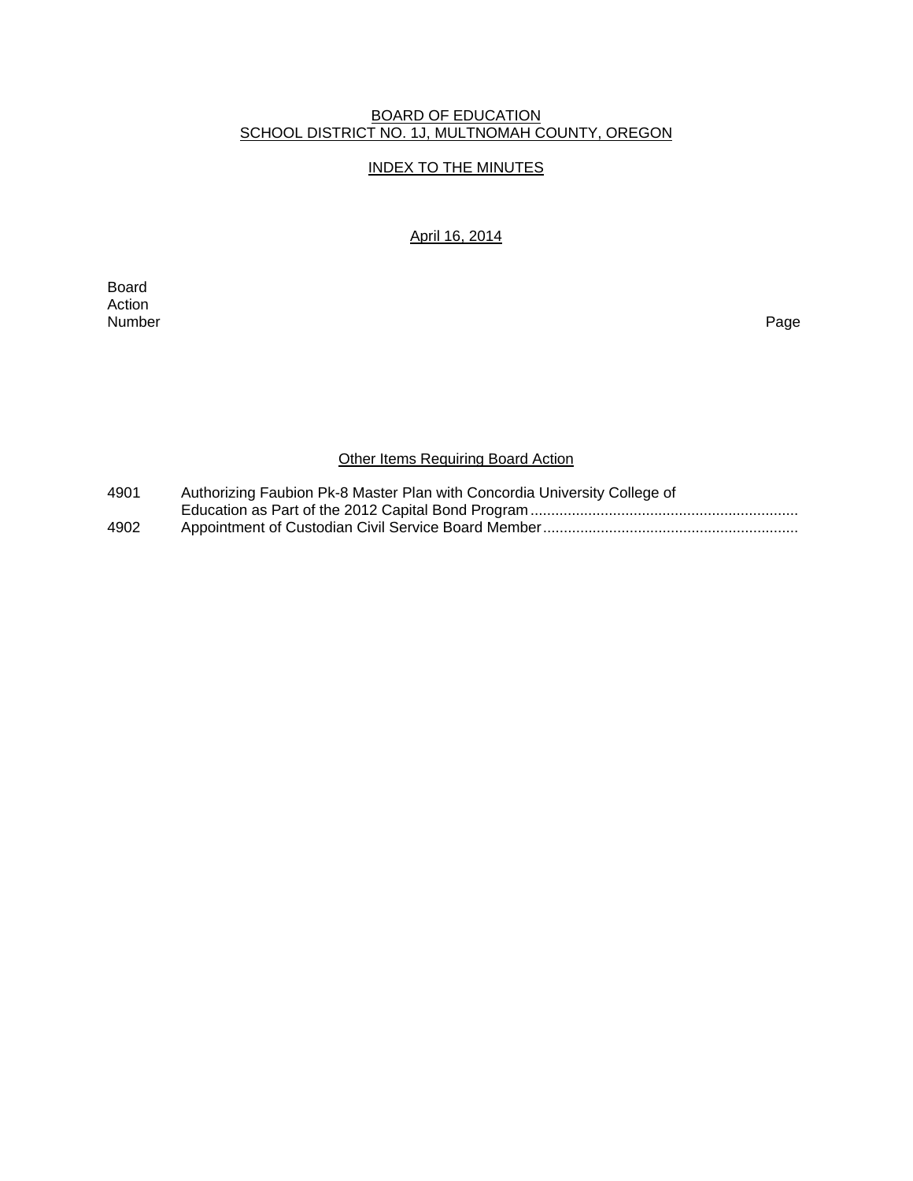BOARD OF EDUCATION
SCHOOL DISTRICT NO. 1J, MULTNOMAH COUNTY, OREGON

INDEX TO THE MINUTES

April 16, 2014

| Board Action Number | | Page |
|---|---|---|
| | **Other Items Requiring Board Action** | |
| 4901 | Authorizing Faubion Pk-8 Master Plan with Concordia University College of Education as Part of the 2012 Capital Bond Program | |
| 4902 | Appointment of Custodian Civil Service Board Member | |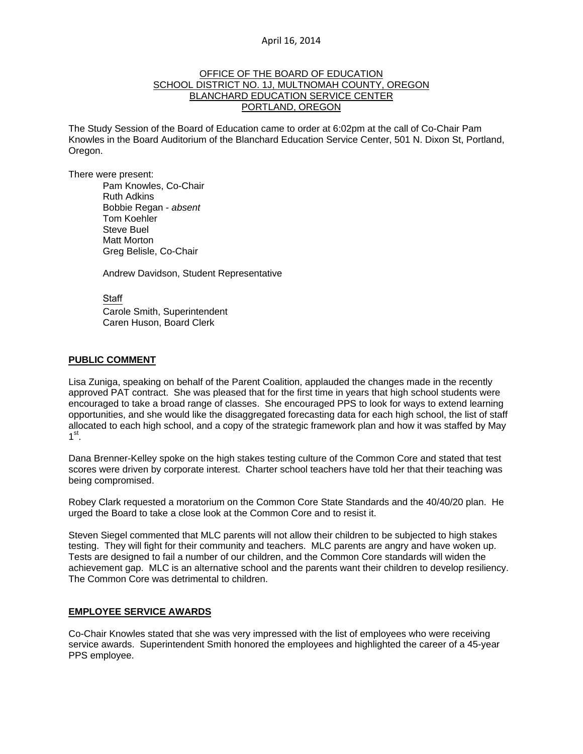April 16, 2014

OFFICE OF THE BOARD OF EDUCATION
SCHOOL DISTRICT NO. 1J, MULTNOMAH COUNTY, OREGON
BLANCHARD EDUCATION SERVICE CENTER
PORTLAND, OREGON

The Study Session of the Board of Education came to order at 6:02pm at the call of Co-Chair Pam Knowles in the Board Auditorium of the Blanchard Education Service Center, 501 N. Dixon St, Portland, Oregon.

There were present:

Pam Knowles, Co-Chair
Ruth Adkins
Bobbie Regan - *absent*
Tom Koehler
Steve Buel
Matt Morton
Greg Belisle, Co-Chair

Andrew Davidson, Student Representative

Staff
Carole Smith, Superintendent
Caren Huson, Board Clerk

**PUBLIC COMMENT**

Lisa Zuniga, speaking on behalf of the Parent Coalition, applauded the changes made in the recently approved PAT contract. She was pleased that for the first time in years that high school students were encouraged to take a broad range of classes. She encouraged PPS to look for ways to extend learning opportunities, and she would like the disaggregated forecasting data for each high school, the list of staff allocated to each high school, and a copy of the strategic framework plan and how it was staffed by May 1st.

Dana Brenner-Kelley spoke on the high stakes testing culture of the Common Core and stated that test scores were driven by corporate interest. Charter school teachers have told her that their teaching was being compromised.

Robey Clark requested a moratorium on the Common Core State Standards and the 40/40/20 plan. He urged the Board to take a close look at the Common Core and to resist it.

Steven Siegel commented that MLC parents will not allow their children to be subjected to high stakes testing. They will fight for their community and teachers. MLC parents are angry and have woken up. Tests are designed to fail a number of our children, and the Common Core standards will widen the achievement gap. MLC is an alternative school and the parents want their children to develop resiliency. The Common Core was detrimental to children.

**EMPLOYEE SERVICE AWARDS**

Co-Chair Knowles stated that she was very impressed with the list of employees who were receiving service awards. Superintendent Smith honored the employees and highlighted the career of a 45-year PPS employee.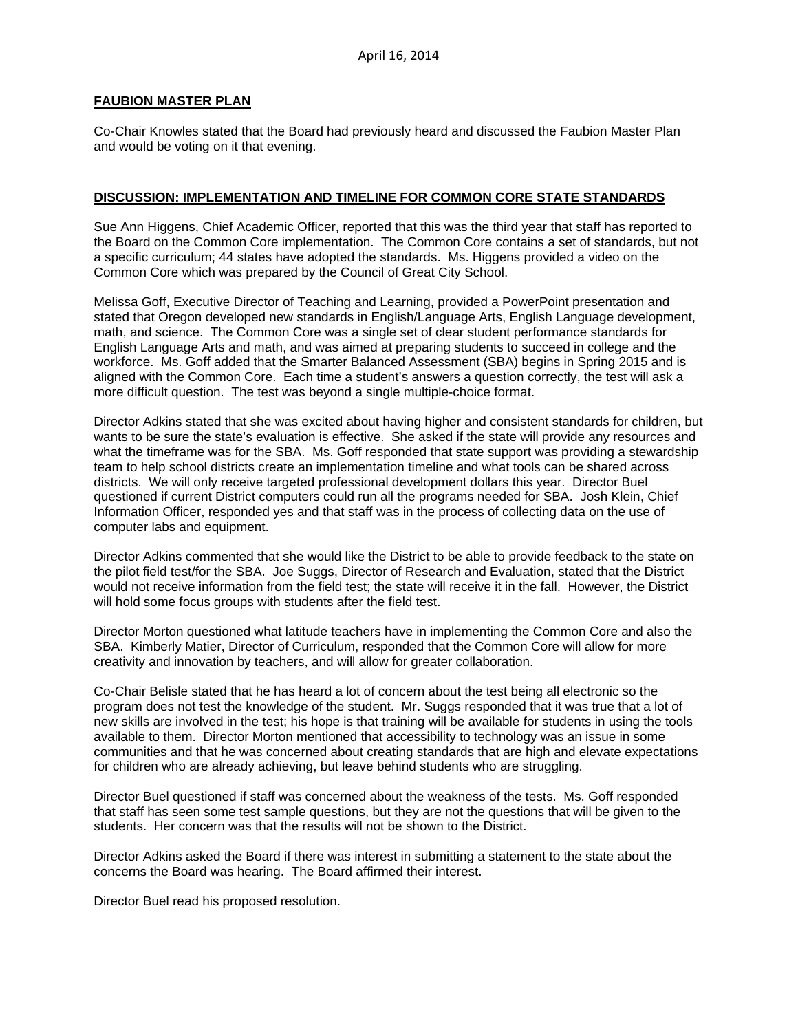April 16, 2014

**FAUBION MASTER PLAN**

Co-Chair Knowles stated that the Board had previously heard and discussed the Faubion Master Plan and would be voting on it that evening.

**DISCUSSION: IMPLEMENTATION AND TIMELINE FOR COMMON CORE STATE STANDARDS**

Sue Ann Higgens, Chief Academic Officer, reported that this was the third year that staff has reported to the Board on the Common Core implementation. The Common Core contains a set of standards, but not a specific curriculum; 44 states have adopted the standards. Ms. Higgens provided a video on the Common Core which was prepared by the Council of Great City School.

Melissa Goff, Executive Director of Teaching and Learning, provided a PowerPoint presentation and stated that Oregon developed new standards in English/Language Arts, English Language development, math, and science. The Common Core was a single set of clear student performance standards for English Language Arts and math, and was aimed at preparing students to succeed in college and the workforce. Ms. Goff added that the Smarter Balanced Assessment (SBA) begins in Spring 2015 and is aligned with the Common Core. Each time a student's answers a question correctly, the test will ask a more difficult question. The test was beyond a single multiple-choice format.

Director Adkins stated that she was excited about having higher and consistent standards for children, but wants to be sure the state's evaluation is effective. She asked if the state will provide any resources and what the timeframe was for the SBA. Ms. Goff responded that state support was providing a stewardship team to help school districts create an implementation timeline and what tools can be shared across districts. We will only receive targeted professional development dollars this year. Director Buel questioned if current District computers could run all the programs needed for SBA. Josh Klein, Chief Information Officer, responded yes and that staff was in the process of collecting data on the use of computer labs and equipment.

Director Adkins commented that she would like the District to be able to provide feedback to the state on the pilot field test/for the SBA. Joe Suggs, Director of Research and Evaluation, stated that the District would not receive information from the field test; the state will receive it in the fall. However, the District will hold some focus groups with students after the field test.

Director Morton questioned what latitude teachers have in implementing the Common Core and also the SBA. Kimberly Matier, Director of Curriculum, responded that the Common Core will allow for more creativity and innovation by teachers, and will allow for greater collaboration.

Co-Chair Belisle stated that he has heard a lot of concern about the test being all electronic so the program does not test the knowledge of the student. Mr. Suggs responded that it was true that a lot of new skills are involved in the test; his hope is that training will be available for students in using the tools available to them. Director Morton mentioned that accessibility to technology was an issue in some communities and that he was concerned about creating standards that are high and elevate expectations for children who are already achieving, but leave behind students who are struggling.

Director Buel questioned if staff was concerned about the weakness of the tests. Ms. Goff responded that staff has seen some test sample questions, but they are not the questions that will be given to the students. Her concern was that the results will not be shown to the District.

Director Adkins asked the Board if there was interest in submitting a statement to the state about the concerns the Board was hearing. The Board affirmed their interest.

Director Buel read his proposed resolution.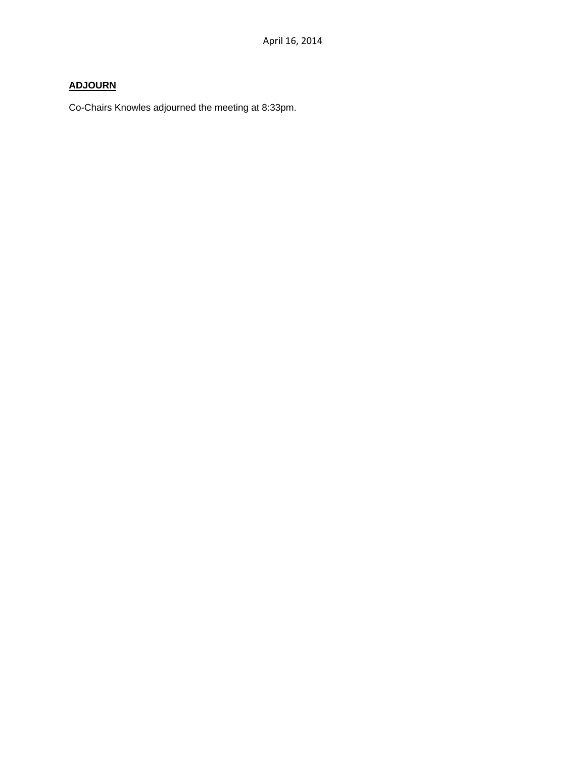**ADJOURN**

Co-Chairs Knowles adjourned the meeting at 8:33pm.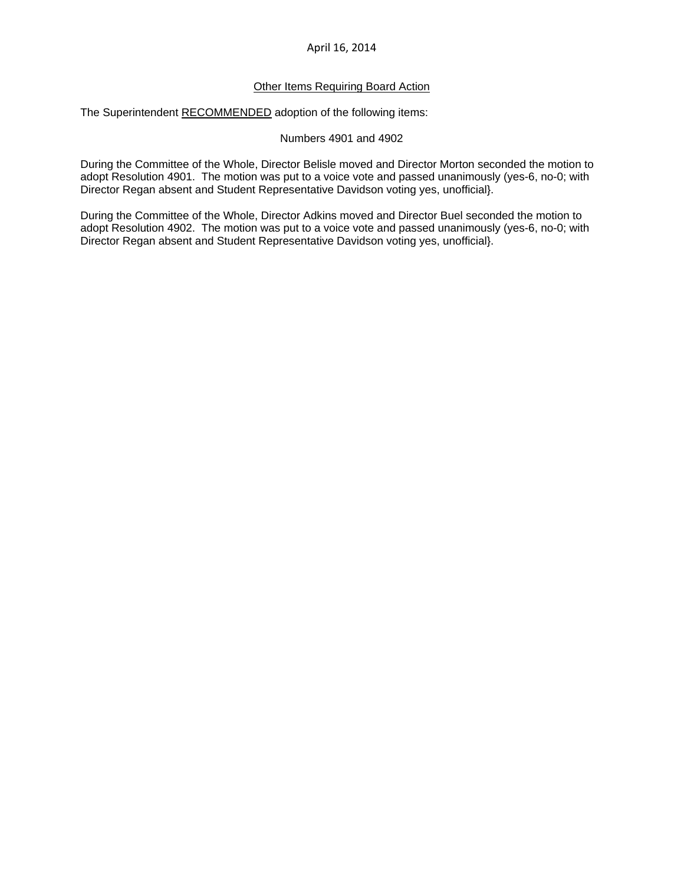April 16, 2014

<u>Other Items Requiring Board Action</u>

The Superintendent <u>RECOMMENDED</u> adoption of the following items:

Numbers 4901 and 4902

During the Committee of the Whole, Director Belisle moved and Director Morton seconded the motion to adopt Resolution 4901. The motion was put to a voice vote and passed unanimously (yes-6, no-0; with Director Regan absent and Student Representative Davidson voting yes, unofficial}.

During the Committee of the Whole, Director Adkins moved and Director Buel seconded the motion to adopt Resolution 4902. The motion was put to a voice vote and passed unanimously (yes-6, no-0; with Director Regan absent and Student Representative Davidson voting yes, unofficial}.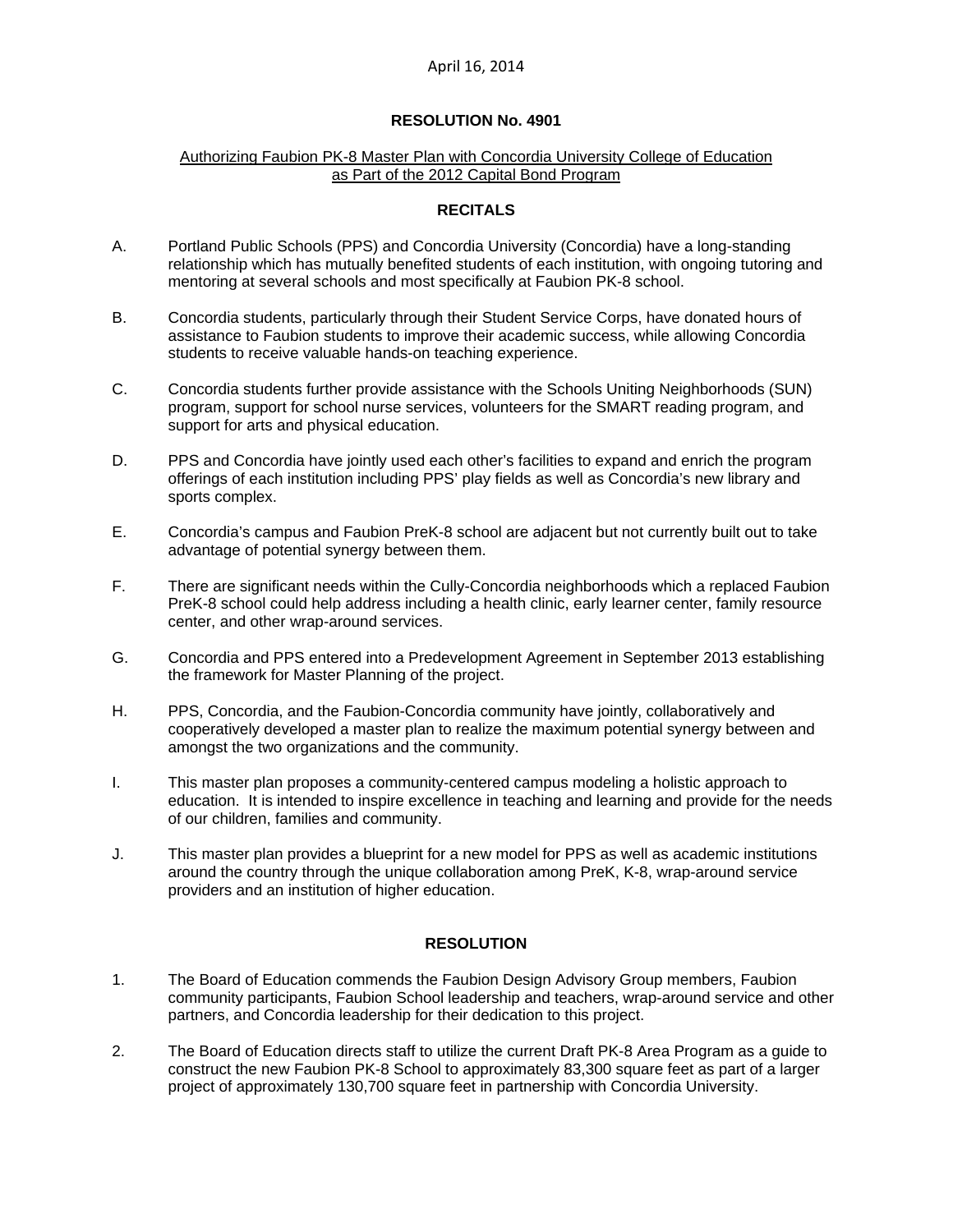April 16, 2014

**RESOLUTION No. 4901**

Authorizing Faubion PK-8 Master Plan with Concordia University College of Education as Part of the 2012 Capital Bond Program

**RECITALS**

A. Portland Public Schools (PPS) and Concordia University (Concordia) have a long-standing relationship which has mutually benefited students of each institution, with ongoing tutoring and mentoring at several schools and most specifically at Faubion PK-8 school.

B. Concordia students, particularly through their Student Service Corps, have donated hours of assistance to Faubion students to improve their academic success, while allowing Concordia students to receive valuable hands-on teaching experience.

C. Concordia students further provide assistance with the Schools Uniting Neighborhoods (SUN) program, support for school nurse services, volunteers for the SMART reading program, and support for arts and physical education.

D. PPS and Concordia have jointly used each other's facilities to expand and enrich the program offerings of each institution including PPS' play fields as well as Concordia's new library and sports complex.

E. Concordia's campus and Faubion PreK-8 school are adjacent but not currently built out to take advantage of potential synergy between them.

F. There are significant needs within the Cully-Concordia neighborhoods which a replaced Faubion PreK-8 school could help address including a health clinic, early learner center, family resource center, and other wrap-around services.

G. Concordia and PPS entered into a Predevelopment Agreement in September 2013 establishing the framework for Master Planning of the project.

H. PPS, Concordia, and the Faubion-Concordia community have jointly, collaboratively and cooperatively developed a master plan to realize the maximum potential synergy between and amongst the two organizations and the community.

I. This master plan proposes a community-centered campus modeling a holistic approach to education. It is intended to inspire excellence in teaching and learning and provide for the needs of our children, families and community.

J. This master plan provides a blueprint for a new model for PPS as well as academic institutions around the country through the unique collaboration among PreK, K-8, wrap-around service providers and an institution of higher education.

**RESOLUTION**

1. The Board of Education commends the Faubion Design Advisory Group members, Faubion community participants, Faubion School leadership and teachers, wrap-around service and other partners, and Concordia leadership for their dedication to this project.

2. The Board of Education directs staff to utilize the current Draft PK-8 Area Program as a guide to construct the new Faubion PK-8 School to approximately 83,300 square feet as part of a larger project of approximately 130,700 square feet in partnership with Concordia University.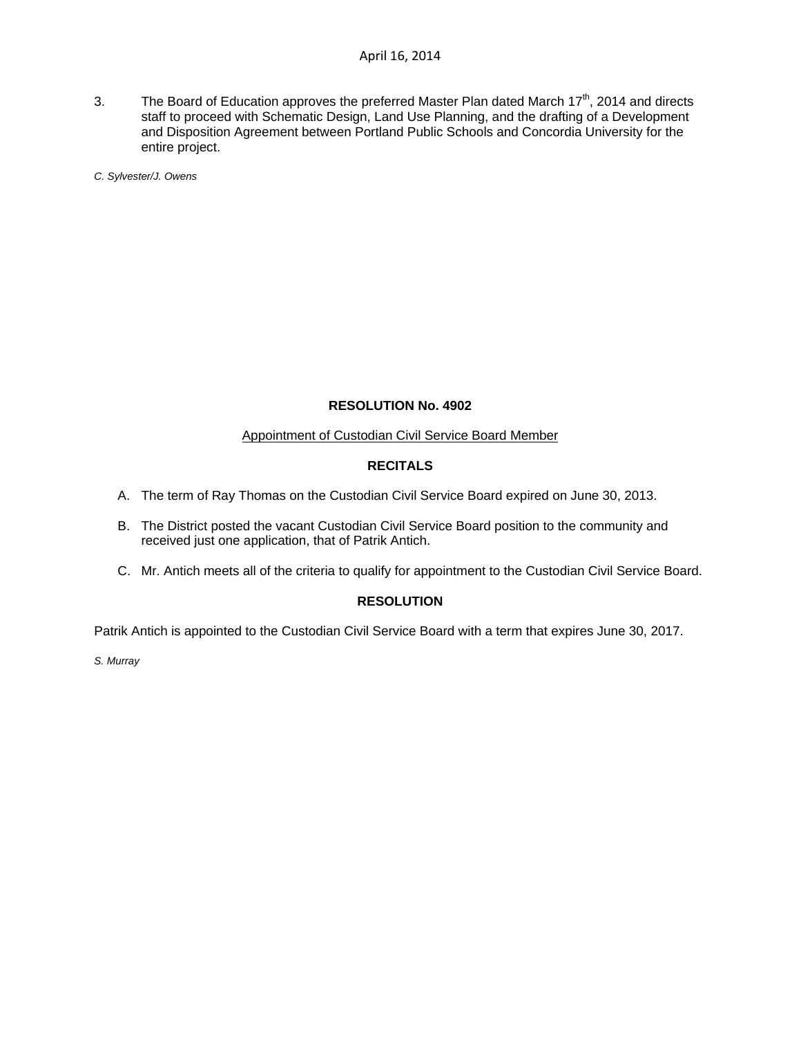3. The Board of Education approves the preferred Master Plan dated March 17th, 2014 and directs staff to proceed with Schematic Design, Land Use Planning, and the drafting of a Development and Disposition Agreement between Portland Public Schools and Concordia University for the entire project.

*C. Sylvester/J. Owens*

**RESOLUTION No. 4902**

Appointment of Custodian Civil Service Board Member

**RECITALS**

A. The term of Ray Thomas on the Custodian Civil Service Board expired on June 30, 2013.

B. The District posted the vacant Custodian Civil Service Board position to the community and received just one application, that of Patrik Antich.

C. Mr. Antich meets all of the criteria to qualify for appointment to the Custodian Civil Service Board.

**RESOLUTION**

Patrik Antich is appointed to the Custodian Civil Service Board with a term that expires June 30, 2017.

*S. Murray*